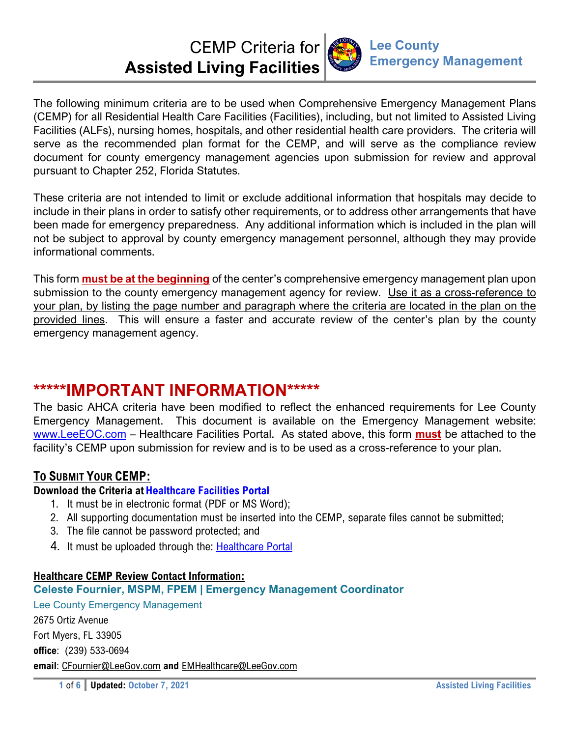# CEMP Criteria for **Assisted Living Facilities**

**Lee County Emergency Management**

The following minimum criteria are to be used when Comprehensive Emergency Management Plans (CEMP) for all Residential Health Care Facilities (Facilities), including, but not limited to Assisted Living Facilities (ALFs), nursing homes, hospitals, and other residential health care providers. The criteria will serve as the recommended plan format for the CEMP, and will serve as the compliance review document for county emergency management agencies upon submission for review and approval pursuant to Chapter 252, Florida Statutes.

These criteria are not intended to limit or exclude additional information that hospitals may decide to include in their plans in order to satisfy other requirements, or to address other arrangements that have been made for emergency preparedness. Any additional information which is included in the plan will not be subject to approval by county emergency management personnel, although they may provide informational comments.

This form **must be at the beginning** of the center's comprehensive emergency management plan upon submission to the county emergency management agency for review. Use it as a cross-reference to your plan, by listing the page number and paragraph where the criteria are located in the plan on the provided lines. This will ensure a faster and accurate review of the center's plan by the county emergency management agency.

## *****IMPORTANT INFORMATION*****

The basic AHCA criteria have been modified to reflect the enhanced requirements for Lee County Emergency Management. This document is available on the Emergency Management website: www.LeeEOC.com – Healthcare Facilities Portal. As stated above, this form **must** be attached to the facility's CEMP upon submission for review and is to be used as a cross-reference to your plan.

### To Submit Your CEMP:

**Download the Criteria at Healthcare Facilities Portal**

1. It must be in electronic format (PDF or MS Word);
2. All supporting documentation must be inserted into the CEMP, separate files cannot be submitted;
3. The file cannot be password protected; and
4. It must be uploaded through the: Healthcare Portal

**Healthcare CEMP Review Contact Information:**

**Celeste Fournier, MSPM, FPEM | Emergency Management Coordinator**

Lee County Emergency Management

2675 Ortiz Avenue

Fort Myers, FL 33905

**office**: (239) 533-0694

**email**: CFournier@LeeGov.com **and** EMHealthcare@LeeGov.com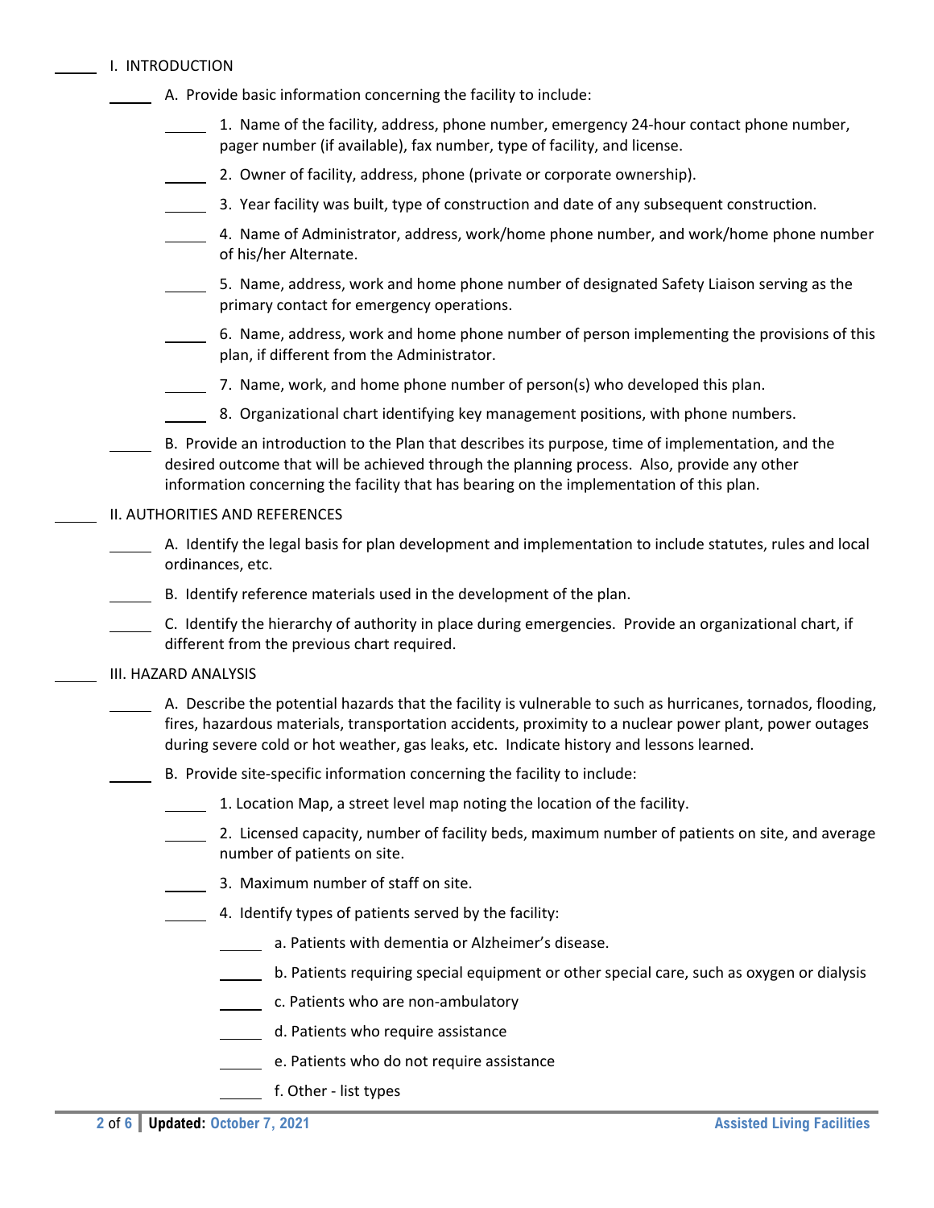_____ I. INTRODUCTION

_____ A. Provide basic information concerning the facility to include:

_____ 1. Name of the facility, address, phone number, emergency 24-hour contact phone number, pager number (if available), fax number, type of facility, and license.

_____ 2. Owner of facility, address, phone (private or corporate ownership).

_____ 3. Year facility was built, type of construction and date of any subsequent construction.

_____ 4. Name of Administrator, address, work/home phone number, and work/home phone number of his/her Alternate.

_____ 5. Name, address, work and home phone number of designated Safety Liaison serving as the primary contact for emergency operations.

_____ 6. Name, address, work and home phone number of person implementing the provisions of this plan, if different from the Administrator.

_____ 7. Name, work, and home phone number of person(s) who developed this plan.

_____ 8. Organizational chart identifying key management positions, with phone numbers.

_____ B. Provide an introduction to the Plan that describes its purpose, time of implementation, and the desired outcome that will be achieved through the planning process. Also, provide any other information concerning the facility that has bearing on the implementation of this plan.

_____ II. AUTHORITIES AND REFERENCES

_____ A. Identify the legal basis for plan development and implementation to include statutes, rules and local ordinances, etc.

_____ B. Identify reference materials used in the development of the plan.

_____ C. Identify the hierarchy of authority in place during emergencies. Provide an organizational chart, if different from the previous chart required.

_____ III. HAZARD ANALYSIS

_____ A. Describe the potential hazards that the facility is vulnerable to such as hurricanes, tornados, flooding, fires, hazardous materials, transportation accidents, proximity to a nuclear power plant, power outages during severe cold or hot weather, gas leaks, etc. Indicate history and lessons learned.

_____ B. Provide site-specific information concerning the facility to include:

_____ 1. Location Map, a street level map noting the location of the facility.

_____ 2. Licensed capacity, number of facility beds, maximum number of patients on site, and average number of patients on site.

_____ 3. Maximum number of staff on site.

_____ 4. Identify types of patients served by the facility:

_____ a. Patients with dementia or Alzheimer's disease.

_____ b. Patients requiring special equipment or other special care, such as oxygen or dialysis

_____ c. Patients who are non-ambulatory

_____ d. Patients who require assistance

_____ e. Patients who do not require assistance

_____ f. Other - list types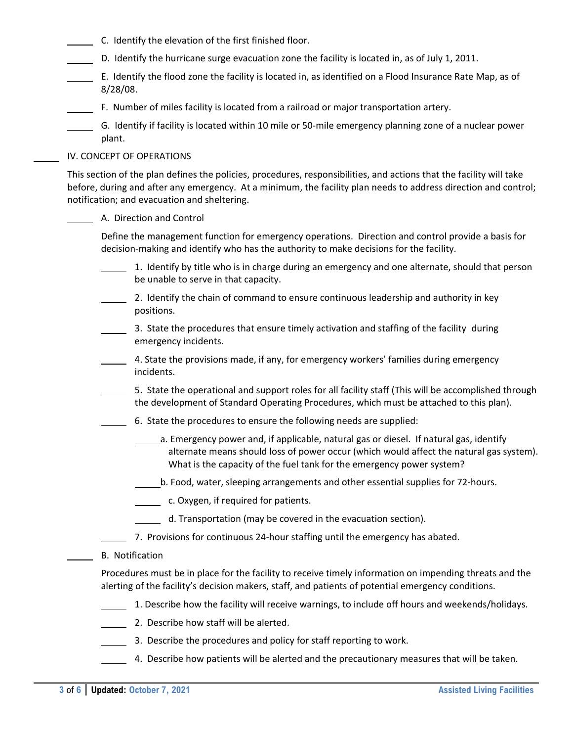_____ C. Identify the elevation of the first finished floor.

_____ D. Identify the hurricane surge evacuation zone the facility is located in, as of July 1, 2011.

_____ E. Identify the flood zone the facility is located in, as identified on a Flood Insurance Rate Map, as of 8/28/08.

_____ F. Number of miles facility is located from a railroad or major transportation artery.

_____ G. Identify if facility is located within 10 mile or 50-mile emergency planning zone of a nuclear power plant.

_____ IV. CONCEPT OF OPERATIONS

This section of the plan defines the policies, procedures, responsibilities, and actions that the facility will take before, during and after any emergency. At a minimum, the facility plan needs to address direction and control; notification; and evacuation and sheltering.

_____ A. Direction and Control

Define the management function for emergency operations. Direction and control provide a basis for decision-making and identify who has the authority to make decisions for the facility.

_____ 1. Identify by title who is in charge during an emergency and one alternate, should that person be unable to serve in that capacity.

_____ 2. Identify the chain of command to ensure continuous leadership and authority in key positions.

_____ 3. State the procedures that ensure timely activation and staffing of the facility during emergency incidents.

_____ 4. State the provisions made, if any, for emergency workers' families during emergency incidents.

_____ 5. State the operational and support roles for all facility staff (This will be accomplished through the development of Standard Operating Procedures, which must be attached to this plan).

_____ 6. State the procedures to ensure the following needs are supplied:

_____ a. Emergency power and, if applicable, natural gas or diesel. If natural gas, identify alternate means should loss of power occur (which would affect the natural gas system). What is the capacity of the fuel tank for the emergency power system?

_____ b. Food, water, sleeping arrangements and other essential supplies for 72-hours.

_____ c. Oxygen, if required for patients.

_____ d. Transportation (may be covered in the evacuation section).

_____ 7. Provisions for continuous 24-hour staffing until the emergency has abated.

_____ B. Notification

Procedures must be in place for the facility to receive timely information on impending threats and the alerting of the facility's decision makers, staff, and patients of potential emergency conditions.

_____ 1. Describe how the facility will receive warnings, to include off hours and weekends/holidays.

_____ 2. Describe how staff will be alerted.

_____ 3. Describe the procedures and policy for staff reporting to work.

_____ 4. Describe how patients will be alerted and the precautionary measures that will be taken.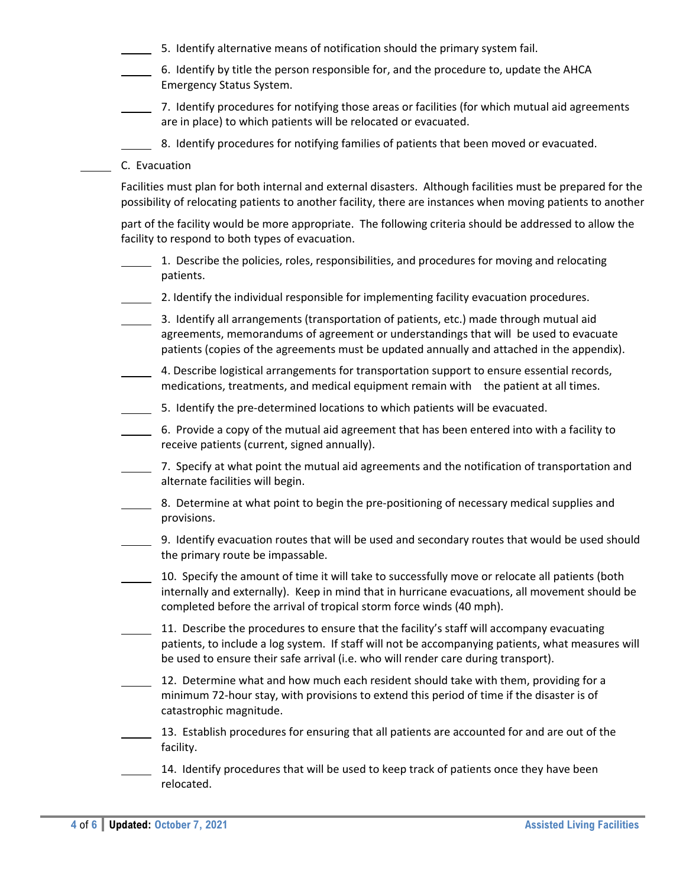_____ 5. Identify alternative means of notification should the primary system fail.

_____ 6. Identify by title the person responsible for, and the procedure to, update the AHCA Emergency Status System.

_____ 7. Identify procedures for notifying those areas or facilities (for which mutual aid agreements are in place) to which patients will be relocated or evacuated.

_____ 8. Identify procedures for notifying families of patients that been moved or evacuated.

_____ C. Evacuation

Facilities must plan for both internal and external disasters. Although facilities must be prepared for the possibility of relocating patients to another facility, there are instances when moving patients to another part of the facility would be more appropriate. The following criteria should be addressed to allow the facility to respond to both types of evacuation.

_____ 1. Describe the policies, roles, responsibilities, and procedures for moving and relocating patients.

_____ 2. Identify the individual responsible for implementing facility evacuation procedures.

_____ 3. Identify all arrangements (transportation of patients, etc.) made through mutual aid agreements, memorandums of agreement or understandings that will be used to evacuate patients (copies of the agreements must be updated annually and attached in the appendix).

_____ 4. Describe logistical arrangements for transportation support to ensure essential records, medications, treatments, and medical equipment remain with the patient at all times.

_____ 5. Identify the pre-determined locations to which patients will be evacuated.

_____ 6. Provide a copy of the mutual aid agreement that has been entered into with a facility to receive patients (current, signed annually).

_____ 7. Specify at what point the mutual aid agreements and the notification of transportation and alternate facilities will begin.

_____ 8. Determine at what point to begin the pre-positioning of necessary medical supplies and provisions.

_____ 9. Identify evacuation routes that will be used and secondary routes that would be used should the primary route be impassable.

_____ 10. Specify the amount of time it will take to successfully move or relocate all patients (both internally and externally). Keep in mind that in hurricane evacuations, all movement should be completed before the arrival of tropical storm force winds (40 mph).

_____ 11. Describe the procedures to ensure that the facility's staff will accompany evacuating patients, to include a log system. If staff will not be accompanying patients, what measures will be used to ensure their safe arrival (i.e. who will render care during transport).

_____ 12. Determine what and how much each resident should take with them, providing for a minimum 72-hour stay, with provisions to extend this period of time if the disaster is of catastrophic magnitude.

_____ 13. Establish procedures for ensuring that all patients are accounted for and are out of the facility.

_____ 14. Identify procedures that will be used to keep track of patients once they have been relocated.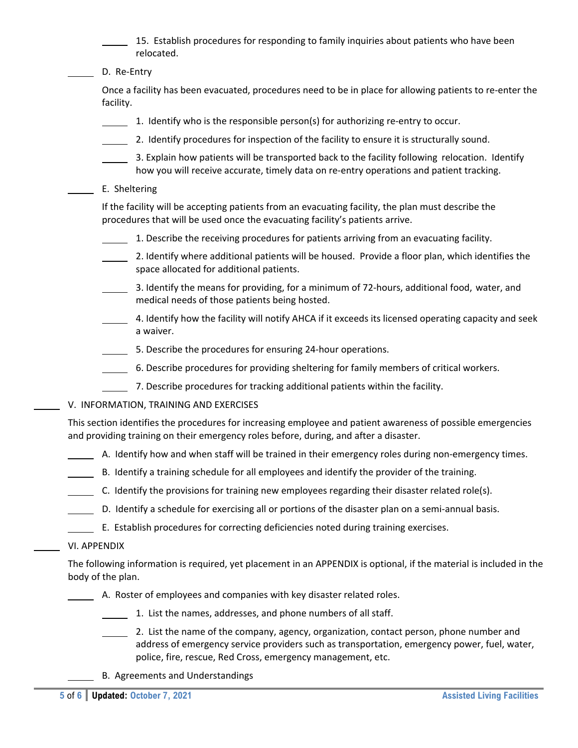_____ 15. Establish procedures for responding to family inquiries about patients who have been relocated.

_____ D. Re-Entry

Once a facility has been evacuated, procedures need to be in place for allowing patients to re-enter the facility.

_____ 1. Identify who is the responsible person(s) for authorizing re-entry to occur.

_____ 2. Identify procedures for inspection of the facility to ensure it is structurally sound.

_____ 3. Explain how patients will be transported back to the facility following relocation. Identify how you will receive accurate, timely data on re-entry operations and patient tracking.

_____ E. Sheltering

If the facility will be accepting patients from an evacuating facility, the plan must describe the procedures that will be used once the evacuating facility's patients arrive.

_____ 1. Describe the receiving procedures for patients arriving from an evacuating facility.

_____ 2. Identify where additional patients will be housed. Provide a floor plan, which identifies the space allocated for additional patients.

_____ 3. Identify the means for providing, for a minimum of 72-hours, additional food, water, and medical needs of those patients being hosted.

_____ 4. Identify how the facility will notify AHCA if it exceeds its licensed operating capacity and seek a waiver.

_____ 5. Describe the procedures for ensuring 24-hour operations.

_____ 6. Describe procedures for providing sheltering for family members of critical workers.

_____ 7. Describe procedures for tracking additional patients within the facility.

_____ V. INFORMATION, TRAINING AND EXERCISES

This section identifies the procedures for increasing employee and patient awareness of possible emergencies and providing training on their emergency roles before, during, and after a disaster.

_____ A. Identify how and when staff will be trained in their emergency roles during non-emergency times.

_____ B. Identify a training schedule for all employees and identify the provider of the training.

_____ C. Identify the provisions for training new employees regarding their disaster related role(s).

_____ D. Identify a schedule for exercising all or portions of the disaster plan on a semi-annual basis.

_____ E. Establish procedures for correcting deficiencies noted during training exercises.

_____ VI. APPENDIX

The following information is required, yet placement in an APPENDIX is optional, if the material is included in the body of the plan.

_____ A. Roster of employees and companies with key disaster related roles.

_____ 1. List the names, addresses, and phone numbers of all staff.

_____ 2. List the name of the company, agency, organization, contact person, phone number and address of emergency service providers such as transportation, emergency power, fuel, water, police, fire, rescue, Red Cross, emergency management, etc.

_____ B. Agreements and Understandings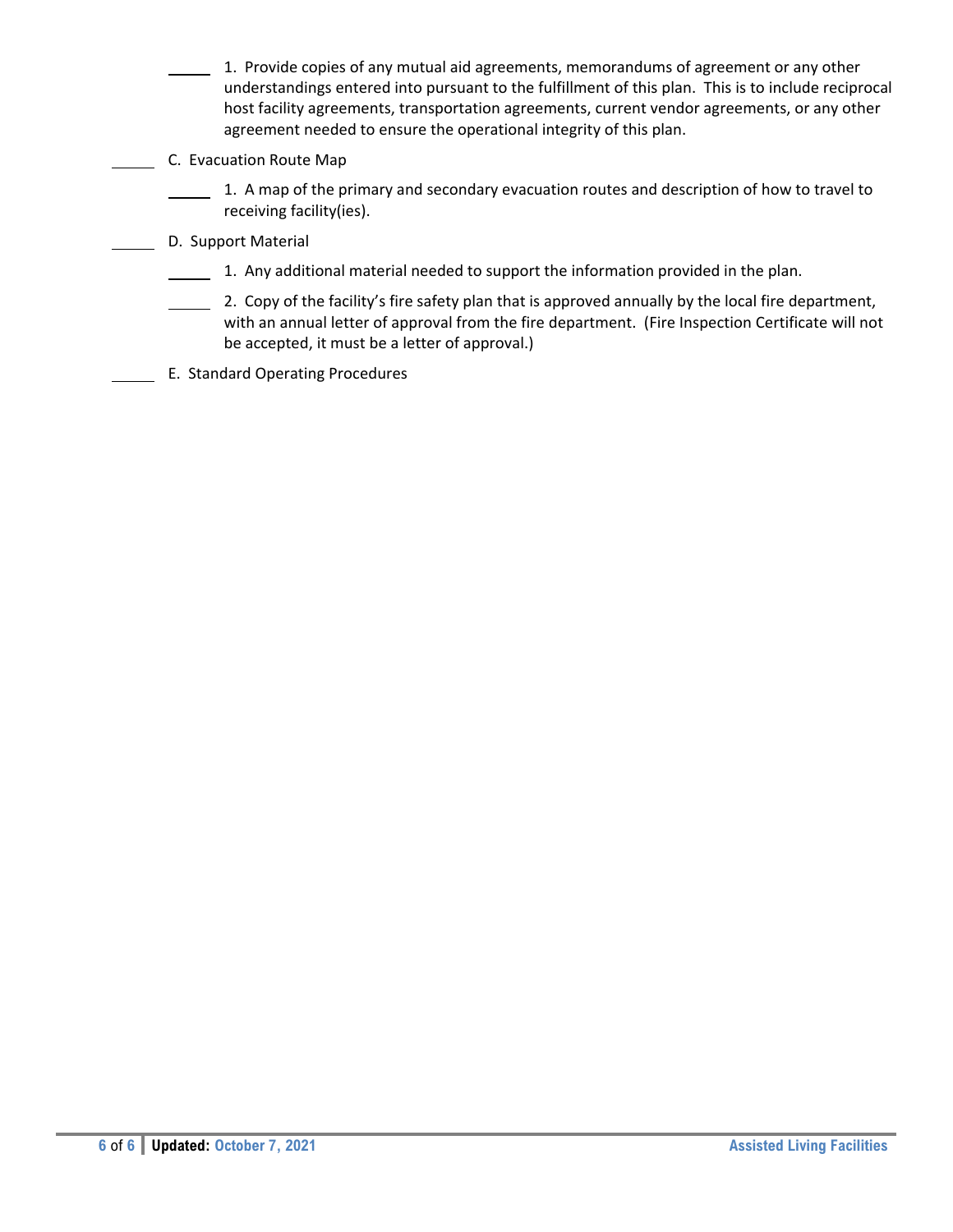_____ 1. Provide copies of any mutual aid agreements, memorandums of agreement or any other understandings entered into pursuant to the fulfillment of this plan. This is to include reciprocal host facility agreements, transportation agreements, current vendor agreements, or any other agreement needed to ensure the operational integrity of this plan.

_____ C. Evacuation Route Map

_____ 1. A map of the primary and secondary evacuation routes and description of how to travel to receiving facility(ies).

_____ D. Support Material

_____ 1. Any additional material needed to support the information provided in the plan.

_____ 2. Copy of the facility's fire safety plan that is approved annually by the local fire department, with an annual letter of approval from the fire department. (Fire Inspection Certificate will not be accepted, it must be a letter of approval.)

_____ E. Standard Operating Procedures